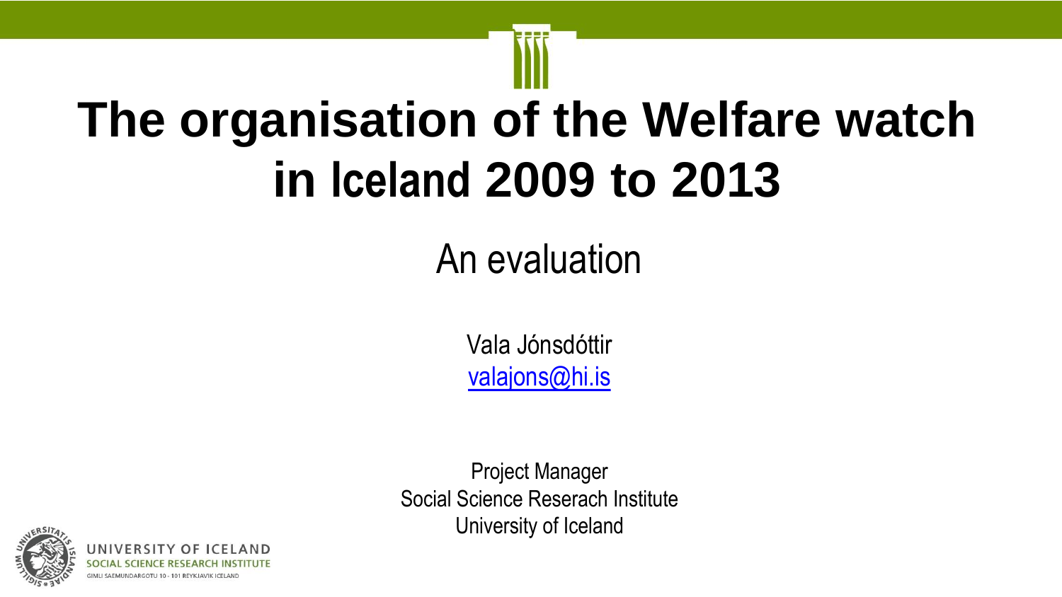# The organisation of the Welfare watch in Iceland 2009 to 2013

## An evaluation

Vala Jónsdóttir
valajons@hi.is

Project Manager
Social Science Reserach Institute
University of Iceland

UNIVERSITY OF ICELAND
SOCIAL SCIENCE RESEARCH INSTITUTE
GIMLI SAEMUNDARGOTU 10 - 101 REYKJAVIK ICELAND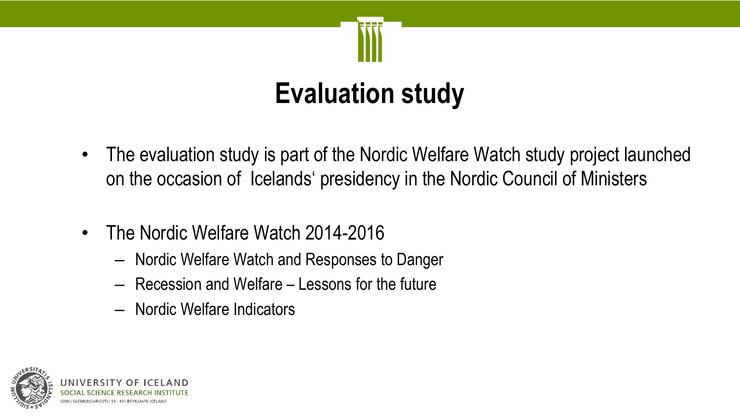# Evaluation study

- The evaluation study is part of the Nordic Welfare Watch study project launched on the occasion of Icelands' presidency in the Nordic Council of Ministers
- The Nordic Welfare Watch 2014-2016
  - Nordic Welfare Watch and Responses to Danger
  - Recession and Welfare – Lessons for the future
  - Nordic Welfare Indicators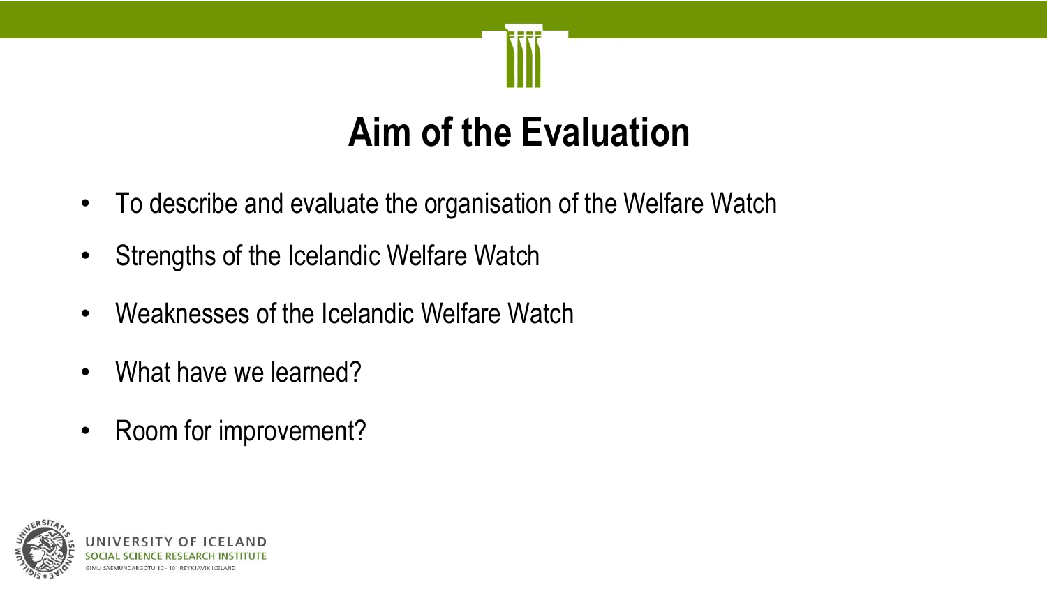# Aim of the Evaluation

- To describe and evaluate the organisation of the Welfare Watch
- Strengths of the Icelandic Welfare Watch
- Weaknesses of the Icelandic Welfare Watch
- What have we learned?
- Room for improvement?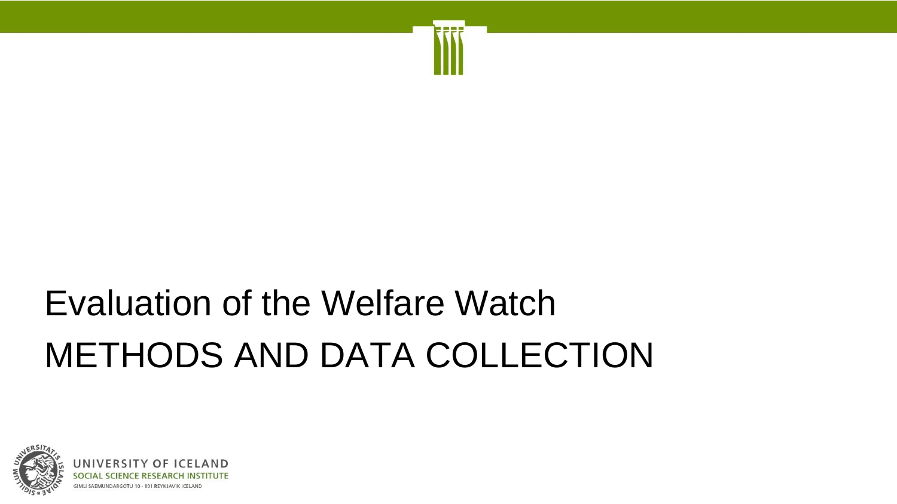# Evaluation of the Welfare Watch

## METHODS AND DATA COLLECTION

UNIVERSITY OF ICELAND
SOCIAL SCIENCE RESEARCH INSTITUTE
GIMLI SAEMUNDARGOTU 10 - 101 REYKJAVIK ICELAND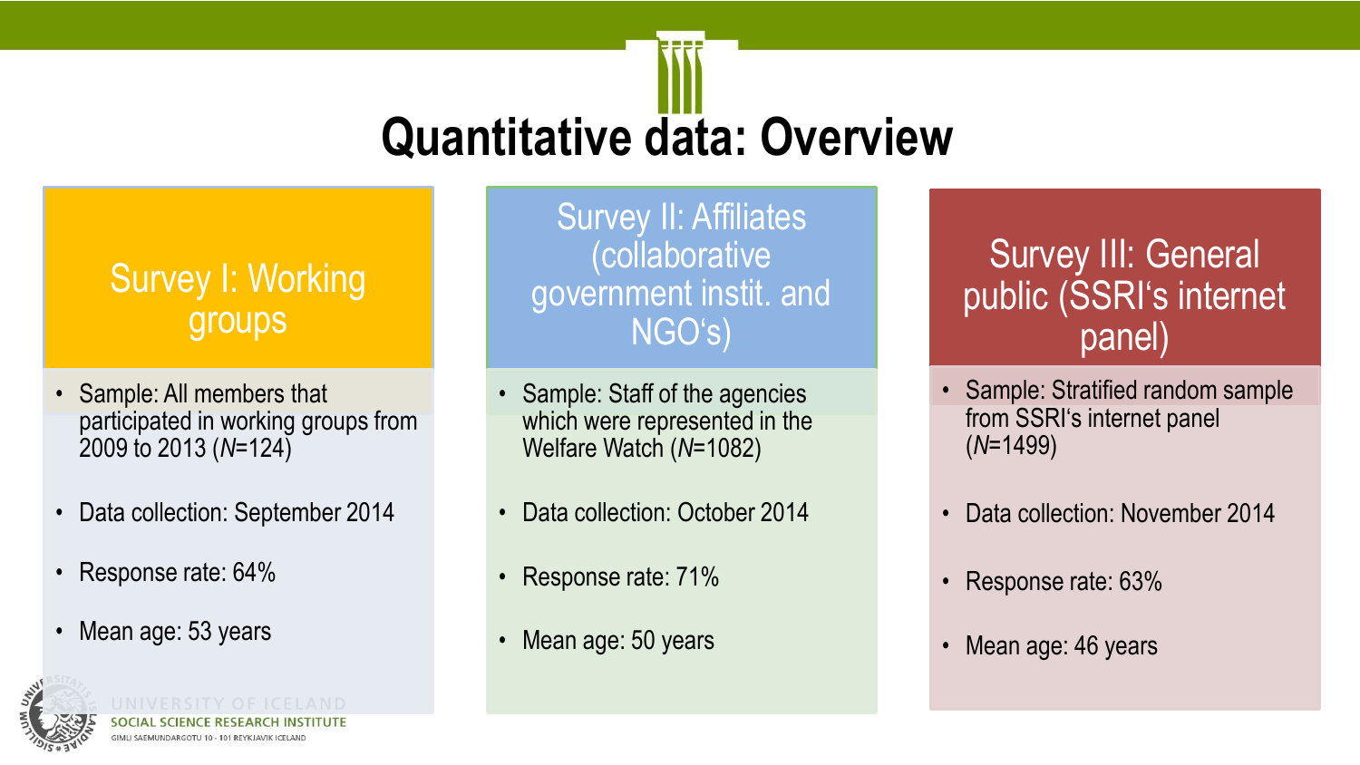# Quantitative data: Overview

## Survey I: Working groups

- Sample: All members that participated in working groups from 2009 to 2013 (*N*=124)
- Data collection: September 2014
- Response rate: 64%
- Mean age: 53 years

## Survey II: Affiliates (collaborative government instit. and NGO's)

- Sample: Staff of the agencies which were represented in the Welfare Watch (*N*=1082)
- Data collection: October 2014
- Response rate: 71%
- Mean age: 50 years

## Survey III: General public (SSRI's internet panel)

- Sample: Stratified random sample from SSRI's internet panel (*N*=1499)
- Data collection: November 2014
- Response rate: 63%
- Mean age: 46 years

UNIVERSITY OF ICELAND
SOCIAL SCIENCE RESEARCH INSTITUTE
GIMLI SAEMUNDARGOTU 10 - 101 REYKJAVIK ICELAND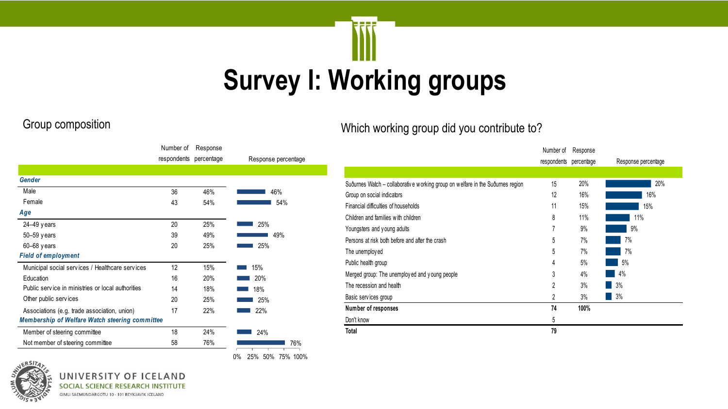# Survey I: Working groups

## Group composition

| | Number of respondents | Response percentage |
|---|---|---|
| ***Gender*** | | |
| Male | 36 | 46% |
| Female | 43 | 54% |
| ***Age*** | | |
| 24–49 years | 20 | 25% |
| 50–59 years | 39 | 49% |
| 60–68 years | 20 | 25% |
| ***Field of employment*** | | |
| Municipal social services / Healthcare services | 12 | 15% |
| Education | 16 | 20% |
| Public service in ministries or local authorities | 14 | 18% |
| Other public services | 20 | 25% |
| Associations (e.g. trade association, union) | 17 | 22% |
| ***Membership of Welfare Watch steering committee*** | | |
| Member of steering committee | 18 | 24% |
| Not member of steering committee | 58 | 76% |

## Which working group did you contribute to?

| | Number of respondents | Response percentage |
|---|---|---|
| Suðurnes Watch – collaborative working group on welfare in the Suðurnes region | 15 | 20% |
| Group on social indicators | 12 | 16% |
| Financial difficulties of households | 11 | 15% |
| Children and families with children | 8 | 11% |
| Youngsters and young adults | 7 | 9% |
| Persons at risk both before and after the crash | 5 | 7% |
| The unemployed | 5 | 7% |
| Public health group | 4 | 5% |
| Merged group: The unemployed and young people | 3 | 4% |
| The recession and health | 2 | 3% |
| Basic services group | 2 | 3% |
| **Number of responses** | **74** | **100%** |
| Don't know | 5 | |
| **Total** | **79** | |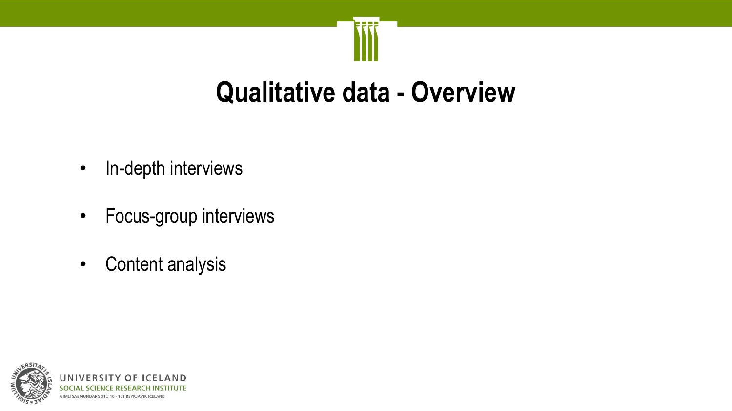# Qualitative data - Overview

- In-depth interviews
- Focus-group interviews
- Content analysis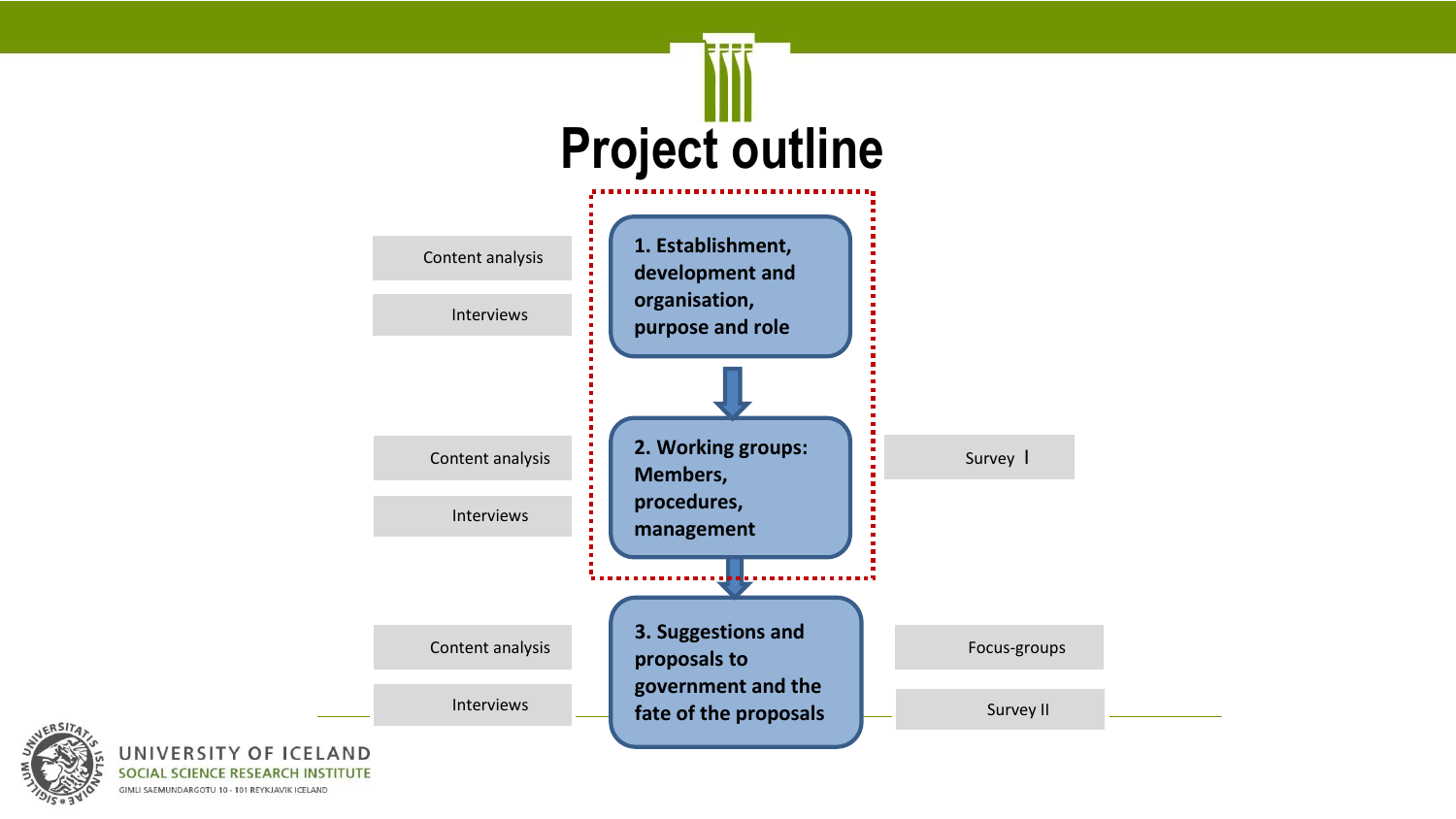# Project outline

| Methods | Stage | Methods |
| --- | --- | --- |
| Content analysis<br>Interviews | **1. Establishment, development and organisation, purpose and role** | |
| Content analysis<br>Interviews | **2. Working groups: Members, procedures, management** | Survey I |
| Content analysis<br>Interviews | **3. Suggestions and proposals to government and the fate of the proposals** | Focus-groups<br>Survey II |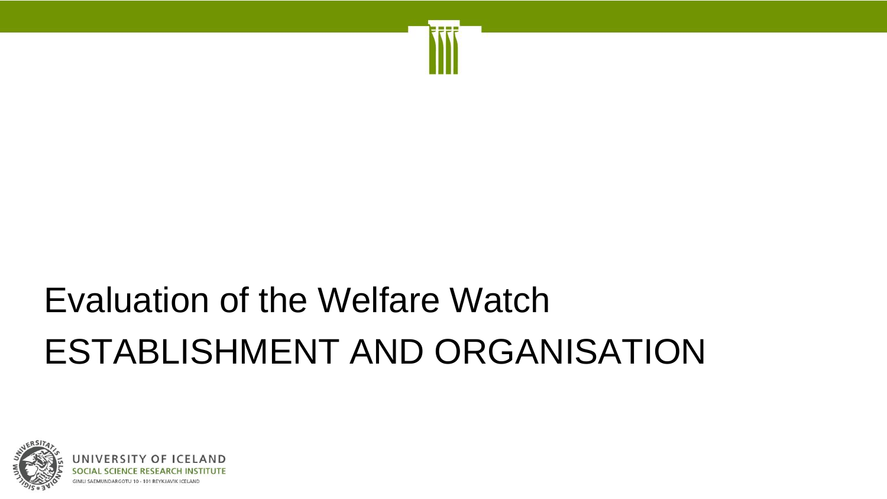# Evaluation of the Welfare Watch

# ESTABLISHMENT AND ORGANISATION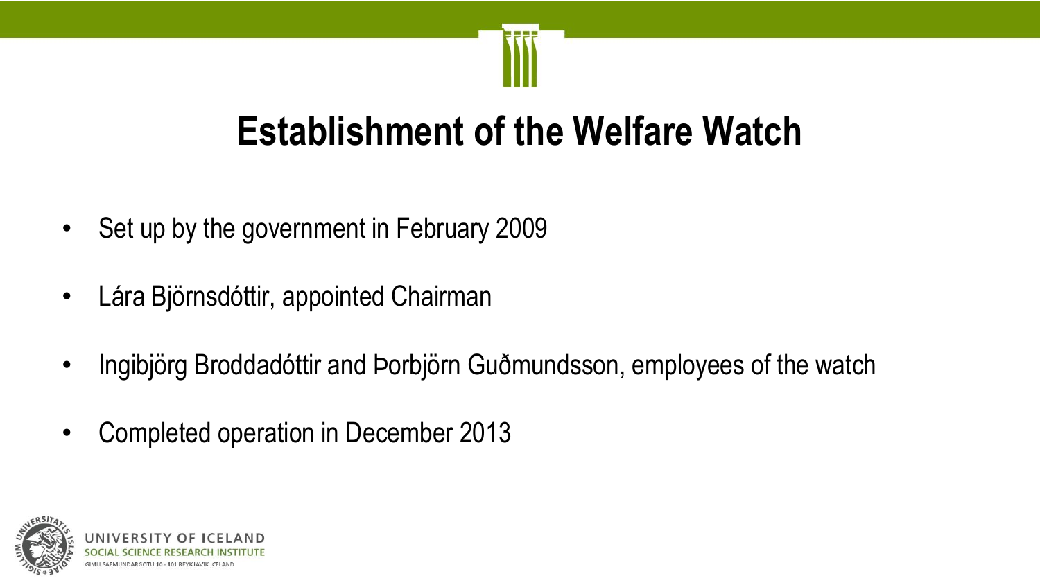# Establishment of the Welfare Watch

- Set up by the government in February 2009
- Lára Björnsdóttir, appointed Chairman
- Ingibjörg Broddadóttir and Þorbjörn Guðmundsson, employees of the watch
- Completed operation in December 2013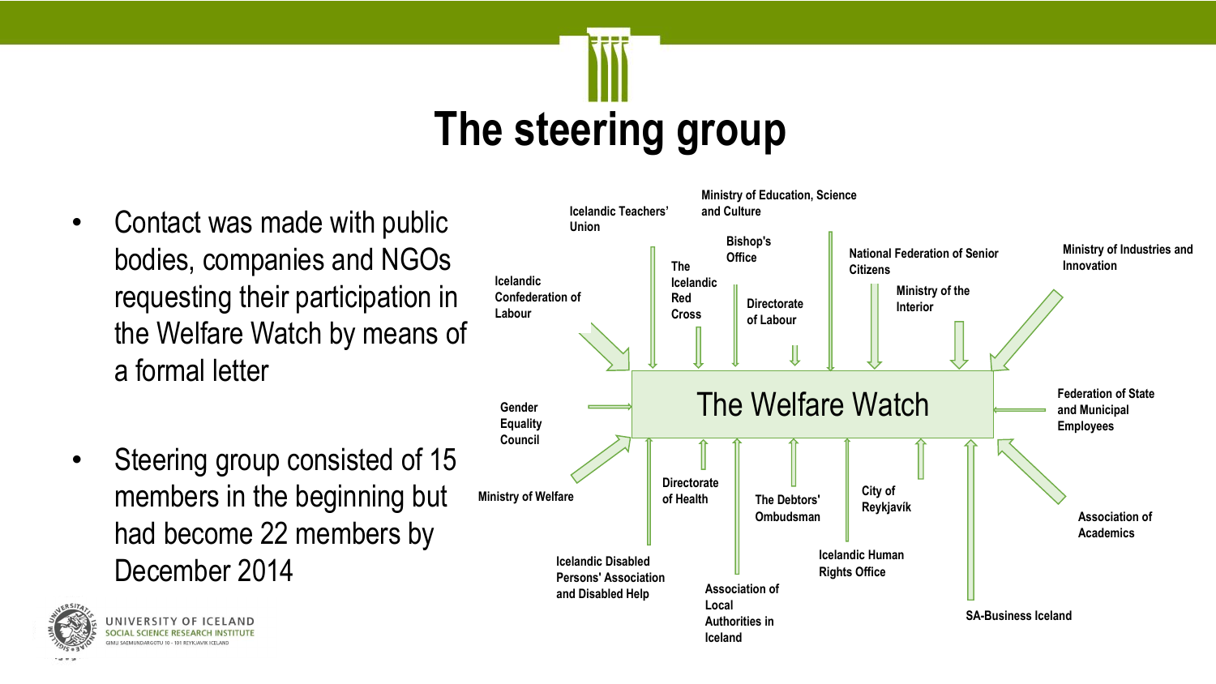# The steering group

- Contact was made with public bodies, companies and NGOs requesting their participation in the Welfare Watch by means of a formal letter
- Steering group consisted of 15 members in the beginning but had become 22 members by December 2014

**The Welfare Watch**

- Icelandic Teachers' Union
- Ministry of Education, Science and Culture
- Bishop's Office
- The Icelandic Red Cross
- Icelandic Confederation of Labour
- Directorate of Labour
- National Federation of Senior Citizens
- Ministry of the Interior
- Ministry of Industries and Innovation
- Gender Equality Council
- Federation of State and Municipal Employees
- Ministry of Welfare
- Directorate of Health
- The Debtors' Ombudsman
- City of Reykjavík
- Association of Academics
- Icelandic Disabled Persons' Association and Disabled Help
- Icelandic Human Rights Office
- Association of Local Authorities in Iceland
- SA-Business Iceland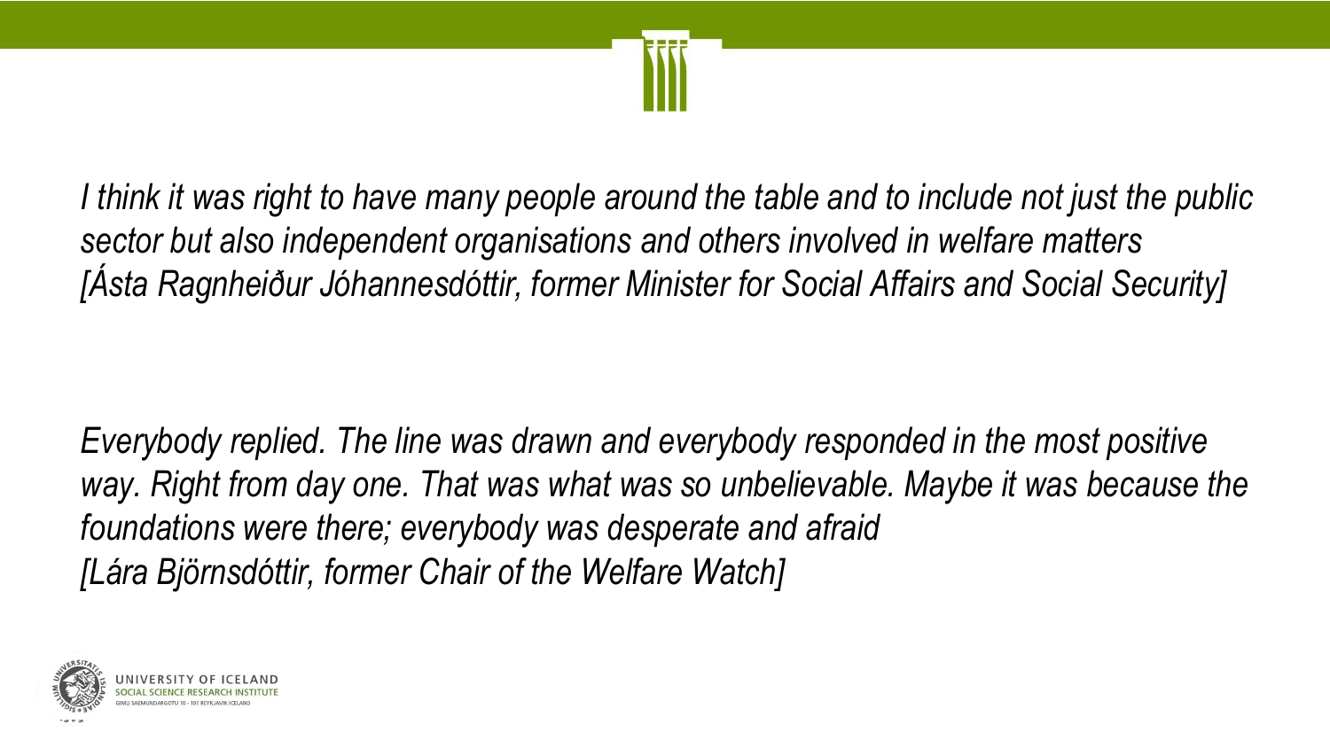*I think it was right to have many people around the table and to include not just the public sector but also independent organisations and others involved in welfare matters [Ásta Ragnheiður Jóhannesdóttir, former Minister for Social Affairs and Social Security]*

*Everybody replied. The line was drawn and everybody responded in the most positive way. Right from day one. That was what was so unbelievable. Maybe it was because the foundations were there; everybody was desperate and afraid [Lára Björnsdóttir, former Chair of the Welfare Watch]*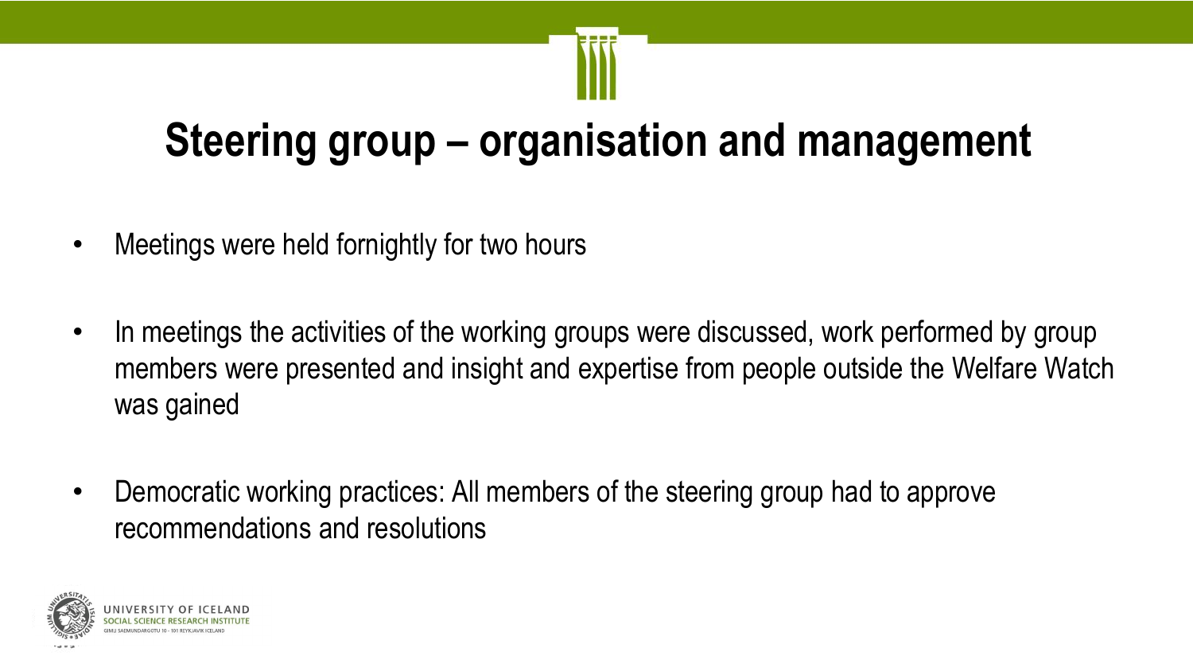# Steering group – organisation and management

- Meetings were held fornightly for two hours
- In meetings the activities of the working groups were discussed, work performed by group members were presented and insight and expertise from people outside the Welfare Watch was gained
- Democratic working practices: All members of the steering group had to approve recommendations and resolutions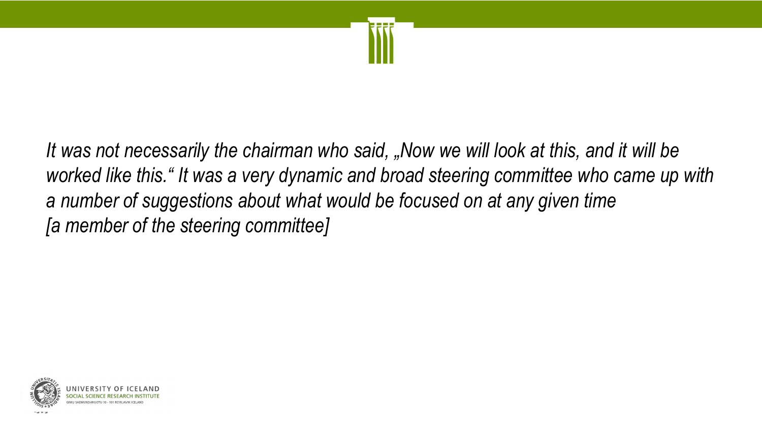*It was not necessarily the chairman who said, „Now we will look at this, and it will be worked like this.“ It was a very dynamic and broad steering committee who came up with a number of suggestions about what would be focused on at any given time*
*[a member of the steering committee]*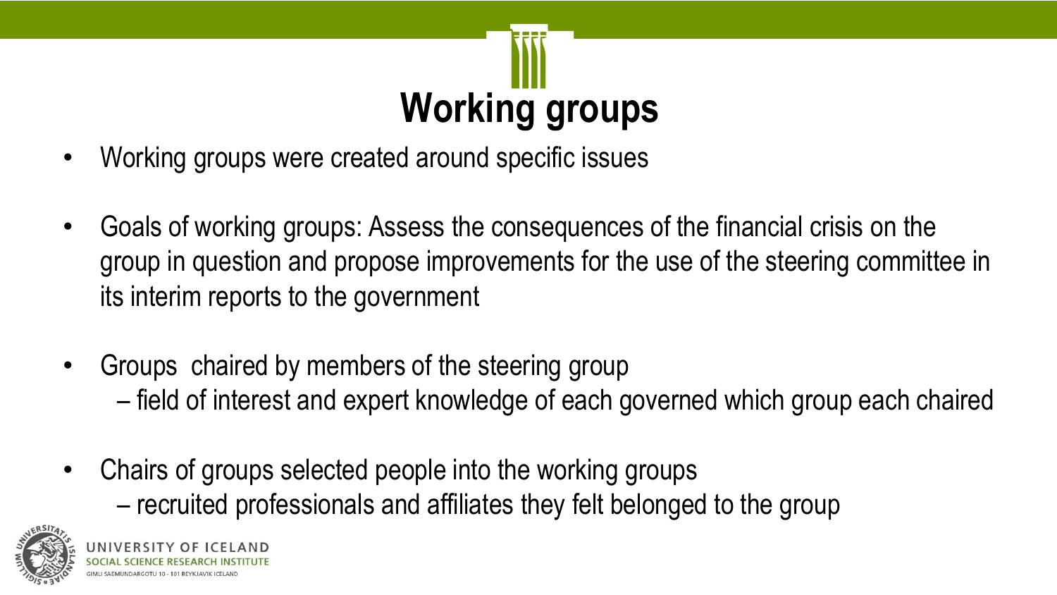# Working groups

- Working groups were created around specific issues
- Goals of working groups: Assess the consequences of the financial crisis on the group in question and propose improvements for the use of the steering committee in its interim reports to the government
- Groups chaired by members of the steering group
  - field of interest and expert knowledge of each governed which group each chaired
- Chairs of groups selected people into the working groups
  - recruited professionals and affiliates they felt belonged to the group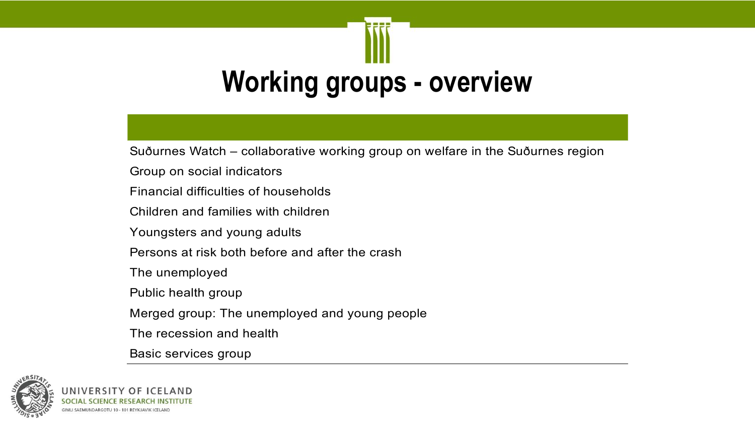# Working groups - overview

- Suðurnes Watch – collaborative working group on welfare in the Suðurnes region
- Group on social indicators
- Financial difficulties of households
- Children and families with children
- Youngsters and young adults
- Persons at risk both before and after the crash
- The unemployed
- Public health group
- Merged group: The unemployed and young people
- The recession and health
- Basic services group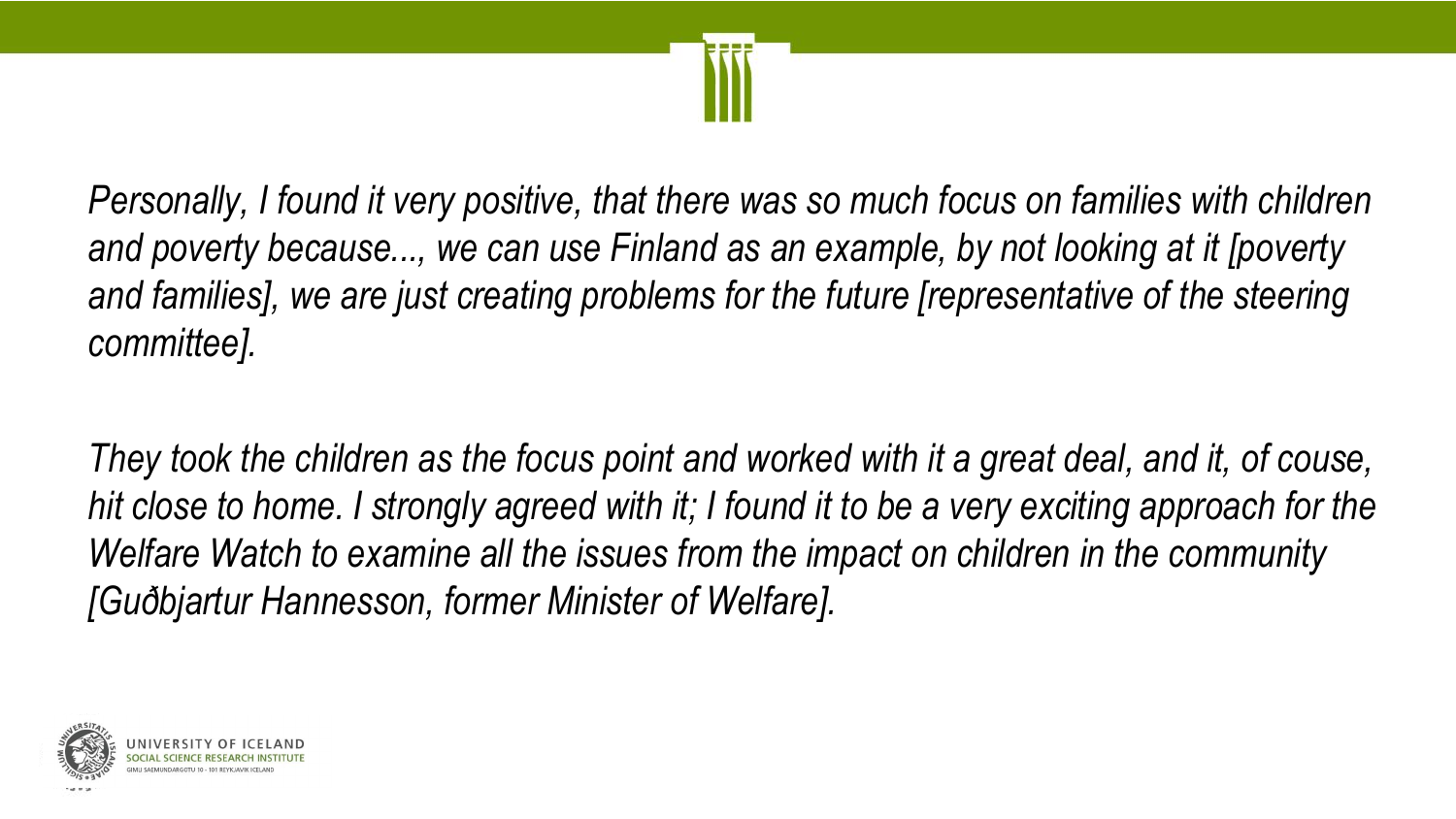*Personally, I found it very positive, that there was so much focus on families with children and poverty because..., we can use Finland as an example, by not looking at it [poverty and families], we are just creating problems for the future [representative of the steering committee].*

*They took the children as the focus point and worked with it a great deal, and it, of couse, hit close to home. I strongly agreed with it; I found it to be a very exciting approach for the Welfare Watch to examine all the issues from the impact on children in the community [Guðbjartur Hannesson, former Minister of Welfare].*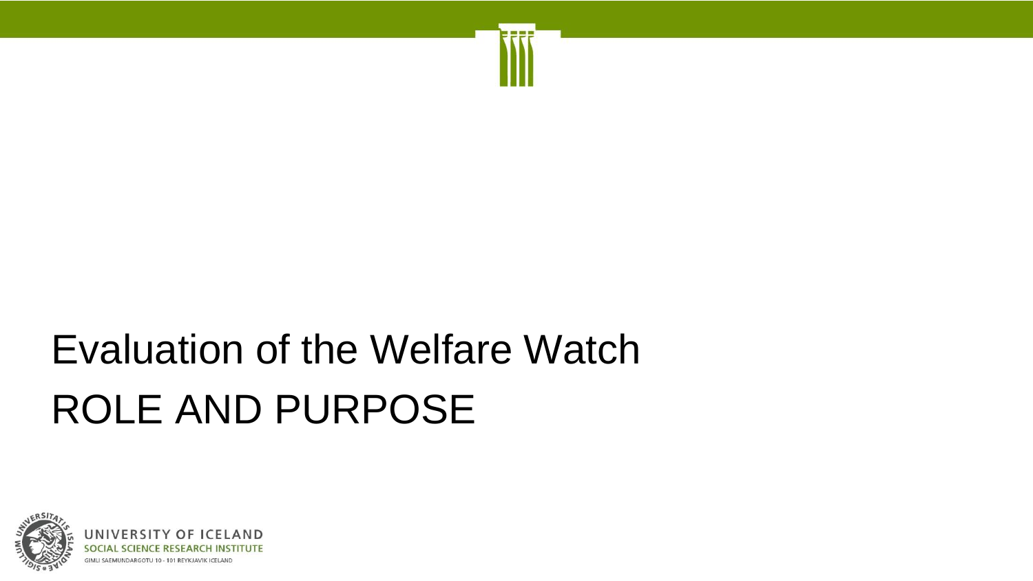# Evaluation of the Welfare Watch

# ROLE AND PURPOSE

UNIVERSITY OF ICELAND
SOCIAL SCIENCE RESEARCH INSTITUTE
GIMLI SAEMUNDARGOTU 10 - 101 REYKJAVIK ICELAND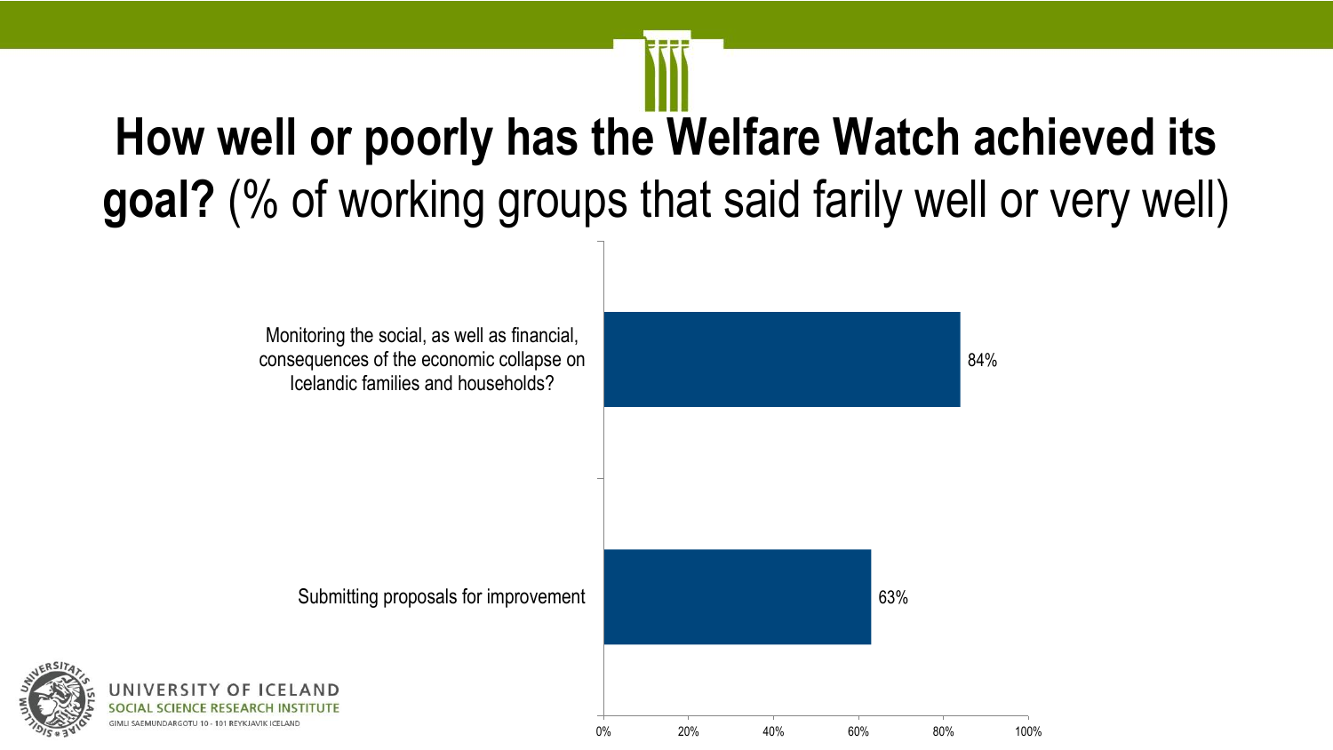# **How well or poorly has the Welfare Watch achieved its goal?** (% of working groups that said farily well or very well)

| | % |
|---|---|
| Monitoring the social, as well as financial, consequences of the economic collapse on Icelandic families and households? | 84% |
| Submitting proposals for improvement | 63% |

UNIVERSITY OF ICELAND
SOCIAL SCIENCE RESEARCH INSTITUTE
GIMLI SAEMUNDARGOTU 10 - 101 REYKJAVIK ICELAND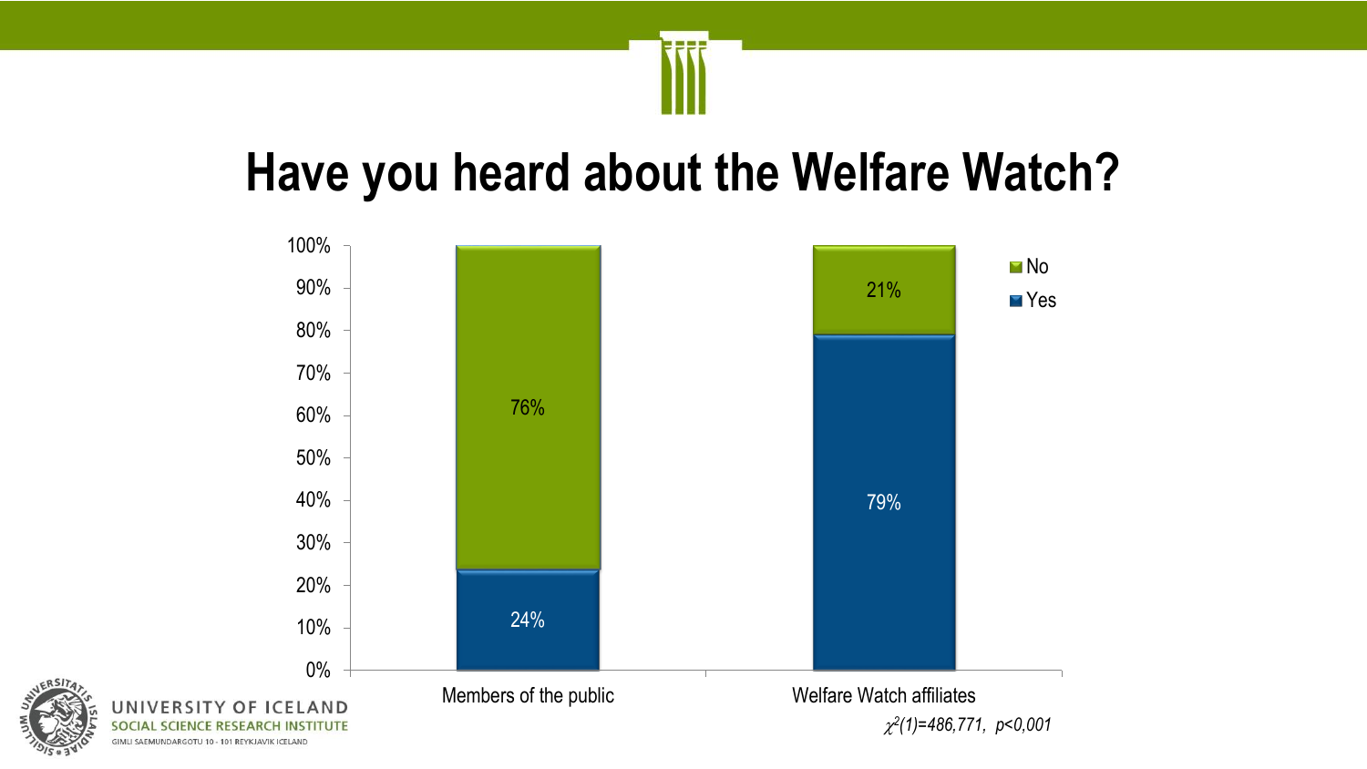# Have you heard about the Welfare Watch?

| | Members of the public | Welfare Watch affiliates |
|---|---|---|
| No | 76% | 21% |
| Yes | 24% | 79% |

$\chi^2(1)=486{,}771,\ p<0{,}001$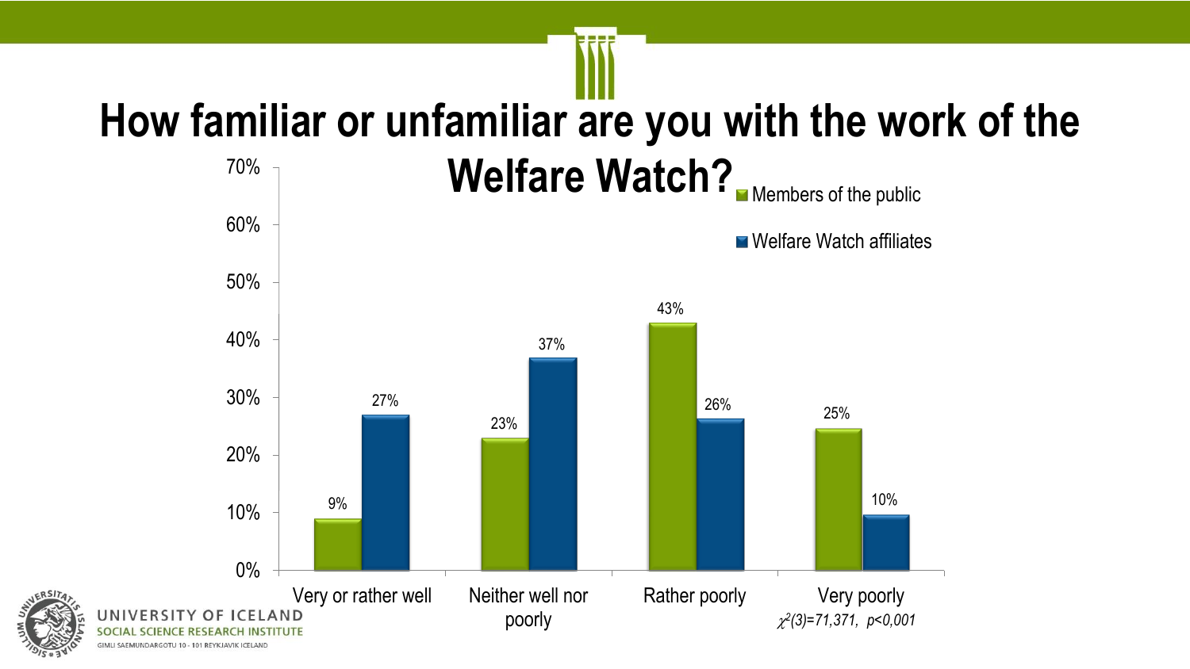# How familiar or unfamiliar are you with the work of the Welfare Watch?

| | Members of the public | Welfare Watch affiliates |
|---|---|---|
| Very or rather well | 9% | 27% |
| Neither well nor poorly | 23% | 37% |
| Rather poorly | 43% | 26% |
| Very poorly | 25% | 10% |

*$\chi^2(3)=71{,}371$, $p<0{,}001$*

UNIVERSITY OF ICELAND
SOCIAL SCIENCE RESEARCH INSTITUTE
GIMLI SAEMUNDARGOTU 10 · 101 REYKJAVIK ICELAND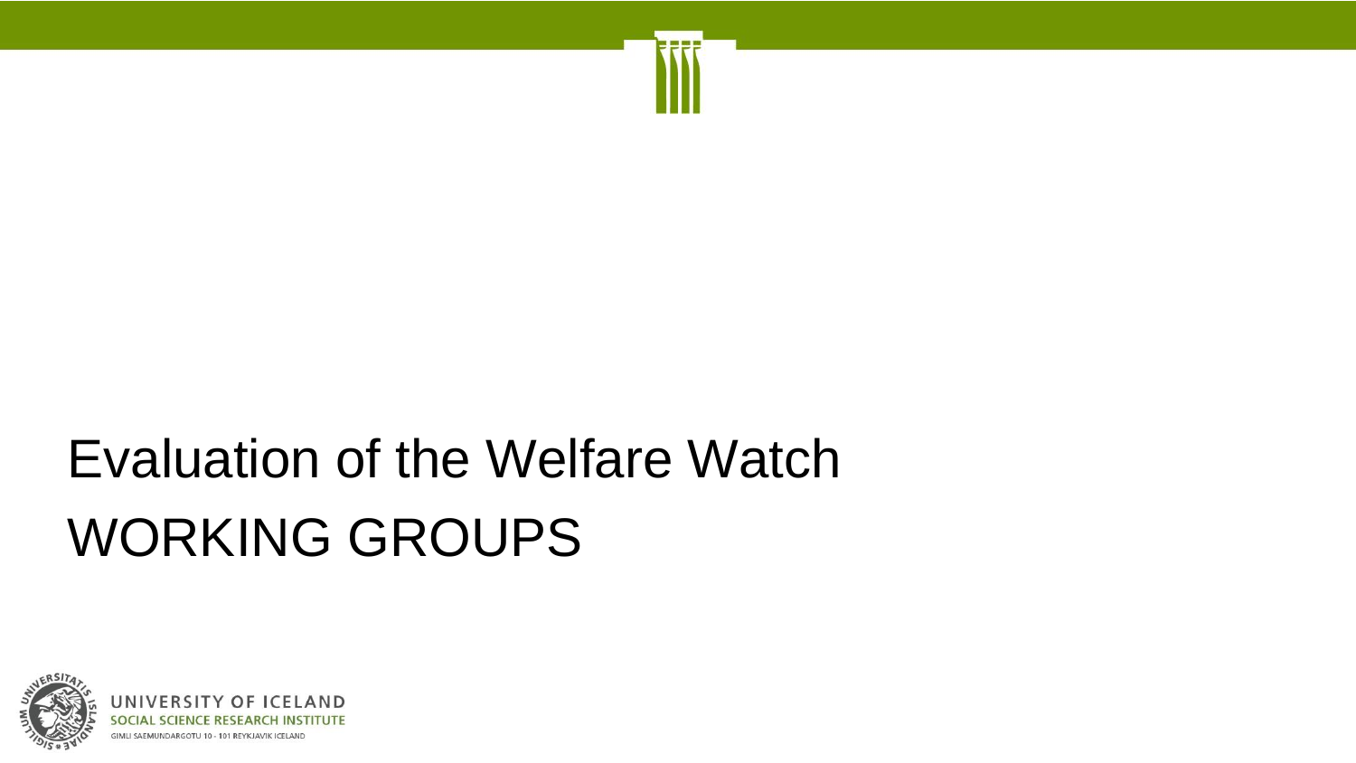# Evaluation of the Welfare Watch

## WORKING GROUPS

UNIVERSITY OF ICELAND
SOCIAL SCIENCE RESEARCH INSTITUTE
GIMLI SAEMUNDARGOTU 10 - 101 REYKJAVIK ICELAND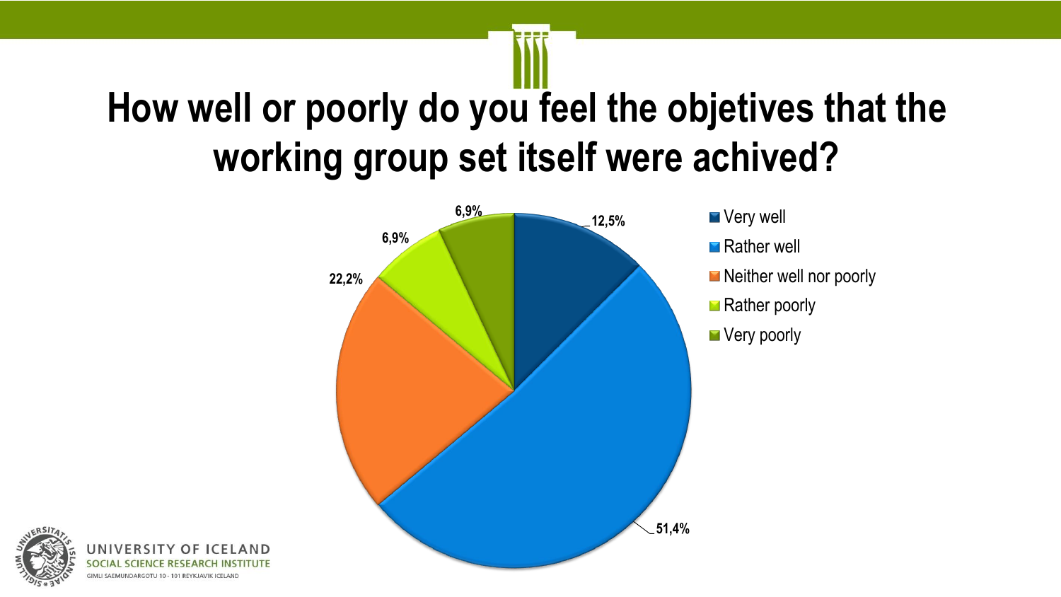# How well or poorly do you feel the objetives that the working group set itself were achived?

| Response | Percentage |
| --- | --- |
| Very well | 12,5% |
| Rather well | 51,4% |
| Neither well nor poorly | 22,2% |
| Rather poorly | 6,9% |
| Very poorly | 6,9% |

UNIVERSITY OF ICELAND
SOCIAL SCIENCE RESEARCH INSTITUTE
GIMLI SAEMUNDARGOTU 10 - 101 REYKJAVIK ICELAND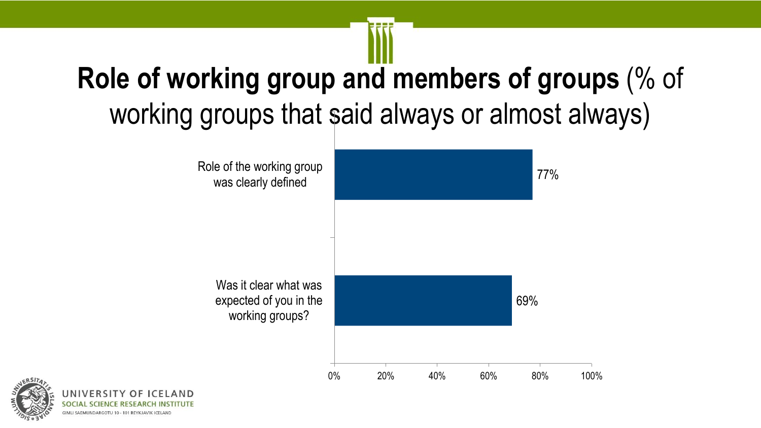# **Role of working group and members of groups** (% of working groups that said always or almost always)

| | % |
|---|---|
| Role of the working group was clearly defined | 77% |
| Was it clear what was expected of you in the working groups? | 69% |

UNIVERSITY OF ICELAND
SOCIAL SCIENCE RESEARCH INSTITUTE
GIMLI SAEMUNDARGOTU 10 - 101 REYKJAVIK ICELAND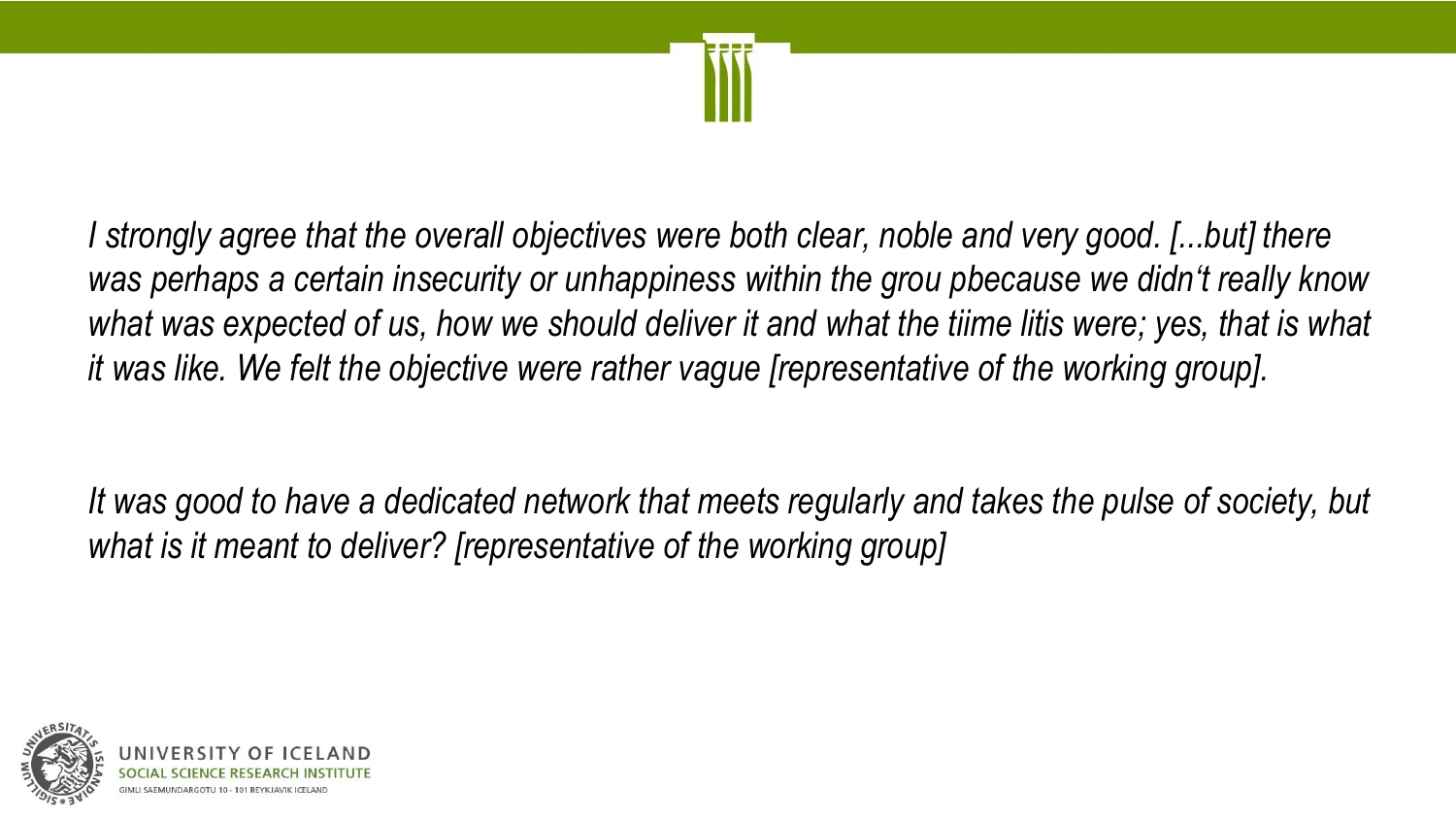*I strongly agree that the overall objectives were both clear, noble and very good. [...but] there was perhaps a certain insecurity or unhappiness within the grou pbecause we didn‘t really know what was expected of us, how we should deliver it and what the tiime litis were; yes, that is what it was like. We felt the objective were rather vague [representative of the working group].*

*It was good to have a dedicated network that meets regularly and takes the pulse of society, but what is it meant to deliver? [representative of the working group]*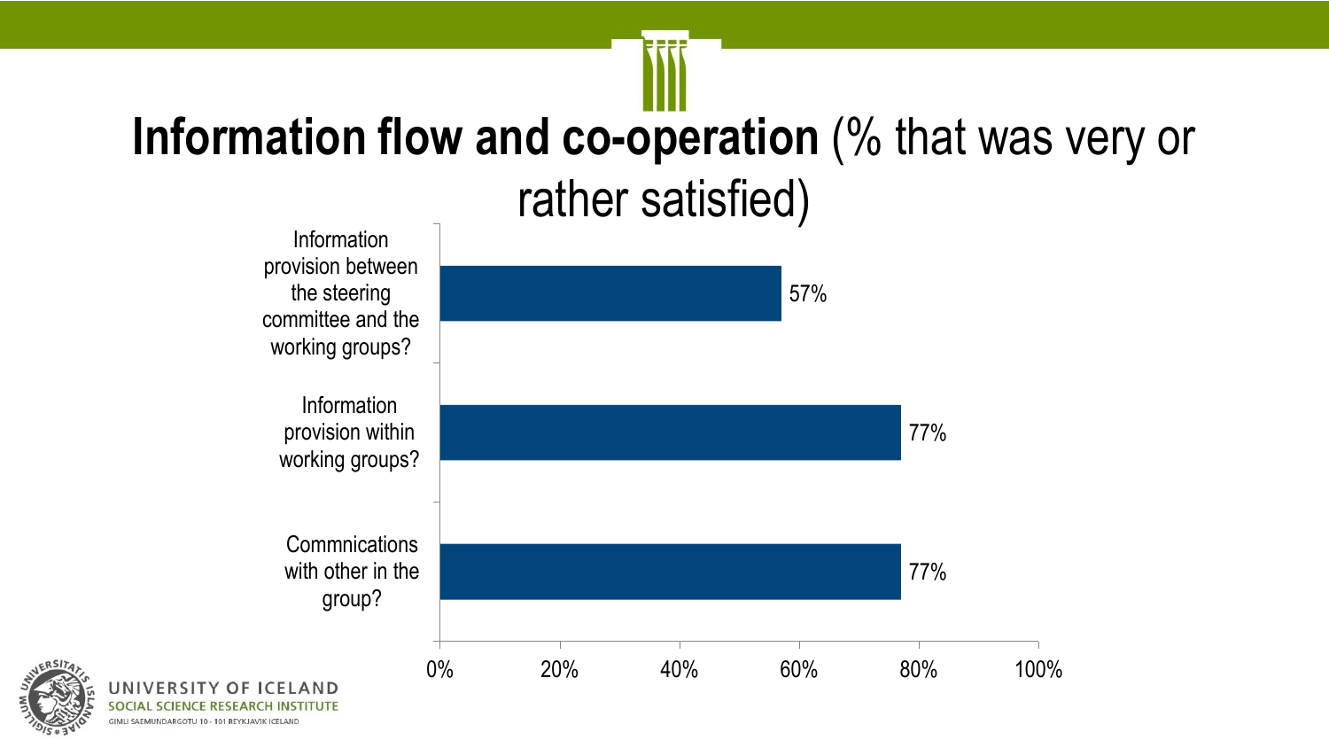# **Information flow and co-operation** (% that was very or rather satisfied)

| | % |
|---|---|
| Information provision between the steering committee and the working groups? | 57% |
| Information provision within working groups? | 77% |
| Commnications with other in the group? | 77% |

UNIVERSITY OF ICELAND
SOCIAL SCIENCE RESEARCH INSTITUTE
GIMLI SAEMUNDARGOTU 10 - 101 REYKJAVIK ICELAND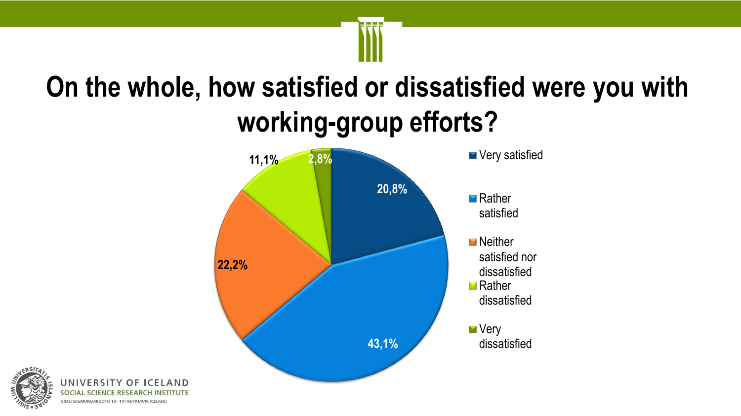# On the whole, how satisfied or dissatisfied were you with working-group efforts?

| Response | Percentage |
|---|---|
| Very satisfied | 20,8% |
| Rather satisfied | 43,1% |
| Neither satisfied nor dissatisfied | 22,2% |
| Rather dissatisfied | 11,1% |
| Very dissatisfied | 2,8% |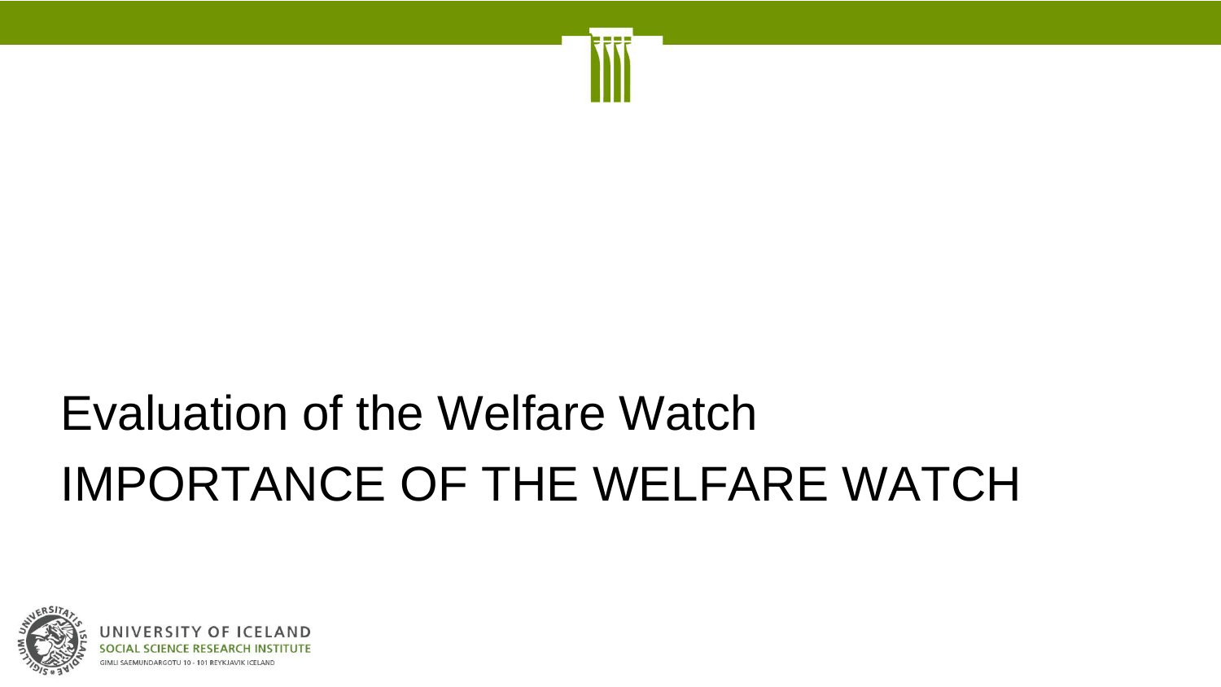# Evaluation of the Welfare Watch

# IMPORTANCE OF THE WELFARE WATCH

UNIVERSITY OF ICELAND
SOCIAL SCIENCE RESEARCH INSTITUTE
GIMLI SAEMUNDARGOTU 10 - 101 REYKJAVIK ICELAND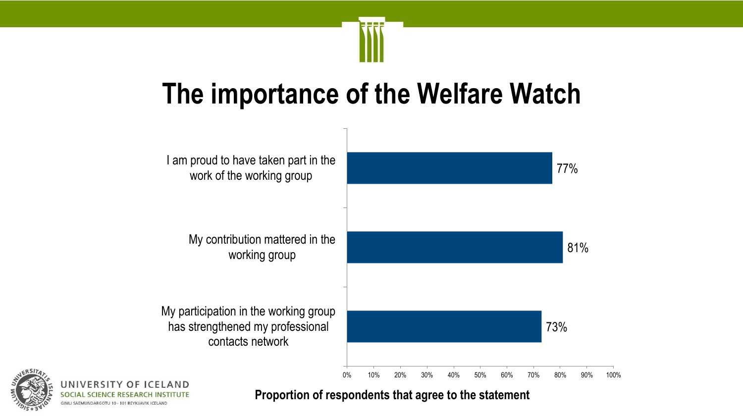# The importance of the Welfare Watch

| Statement | Proportion of respondents that agree to the statement |
|---|---|
| I am proud to have taken part in the work of the working group | 77% |
| My contribution mattered in the working group | 81% |
| My participation in the working group has strengthened my professional contacts network | 73% |

**Proportion of respondents that agree to the statement**

UNIVERSITY OF ICELAND
SOCIAL SCIENCE RESEARCH INSTITUTE
GIMLI SAEMUNDARGOTU 10 - 101 REYKJAVIK ICELAND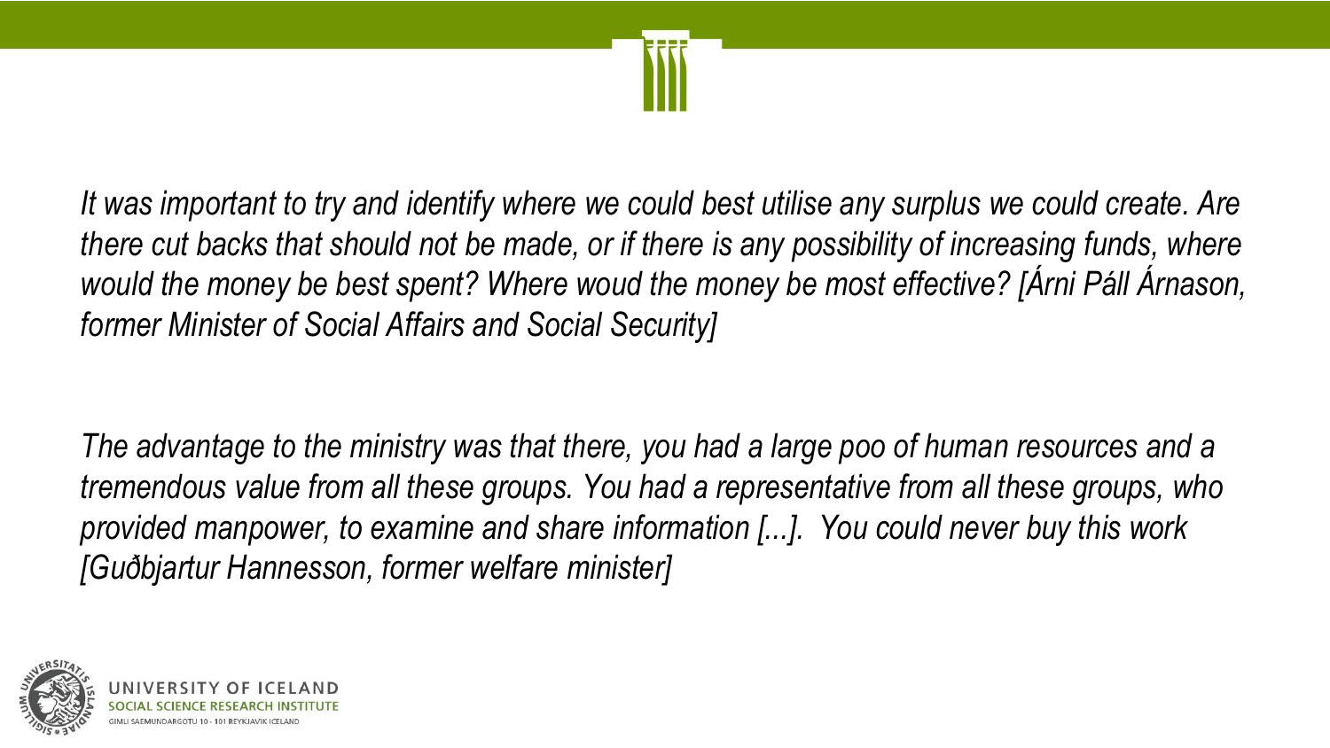*It was important to try and identify where we could best utilise any surplus we could create. Are there cut backs that should not be made, or if there is any possibility of increasing funds, where would the money be best spent? Where woud the money be most effective? [Árni Páll Árnason, former Minister of Social Affairs and Social Security]*

*The advantage to the ministry was that there, you had a large poo of human resources and a tremendous value from all these groups. You had a representative from all these groups, who provided manpower, to examine and share information [...]. You could never buy this work [Guðbjartur Hannesson, former welfare minister]*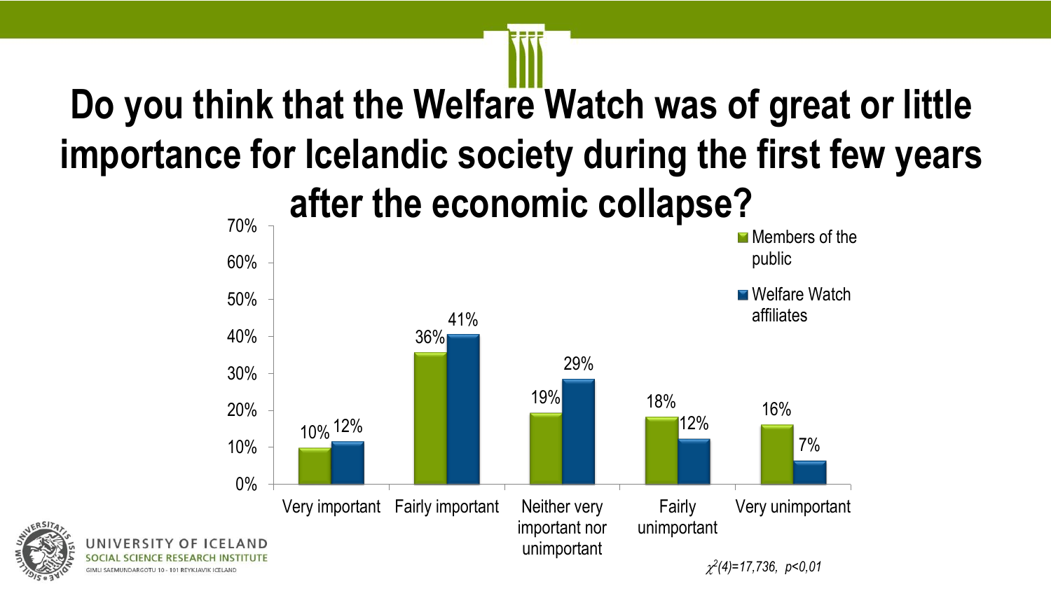# Do you think that the Welfare Watch was of great or little importance for Icelandic society during the first few years after the economic collapse?

| | Members of the public | Welfare Watch affiliates |
|---|---|---|
| Very important | 10% | 12% |
| Fairly important | 36% | 41% |
| Neither very important nor unimportant | 19% | 29% |
| Fairly unimportant | 18% | 12% |
| Very unimportant | 16% | 7% |

$\chi^2(4)=17{,}736$, $p<0{,}01$

UNIVERSITY OF ICELAND
SOCIAL SCIENCE RESEARCH INSTITUTE
GIMLI SAEMUNDARGOTU 10 - 101 REYKJAVIK ICELAND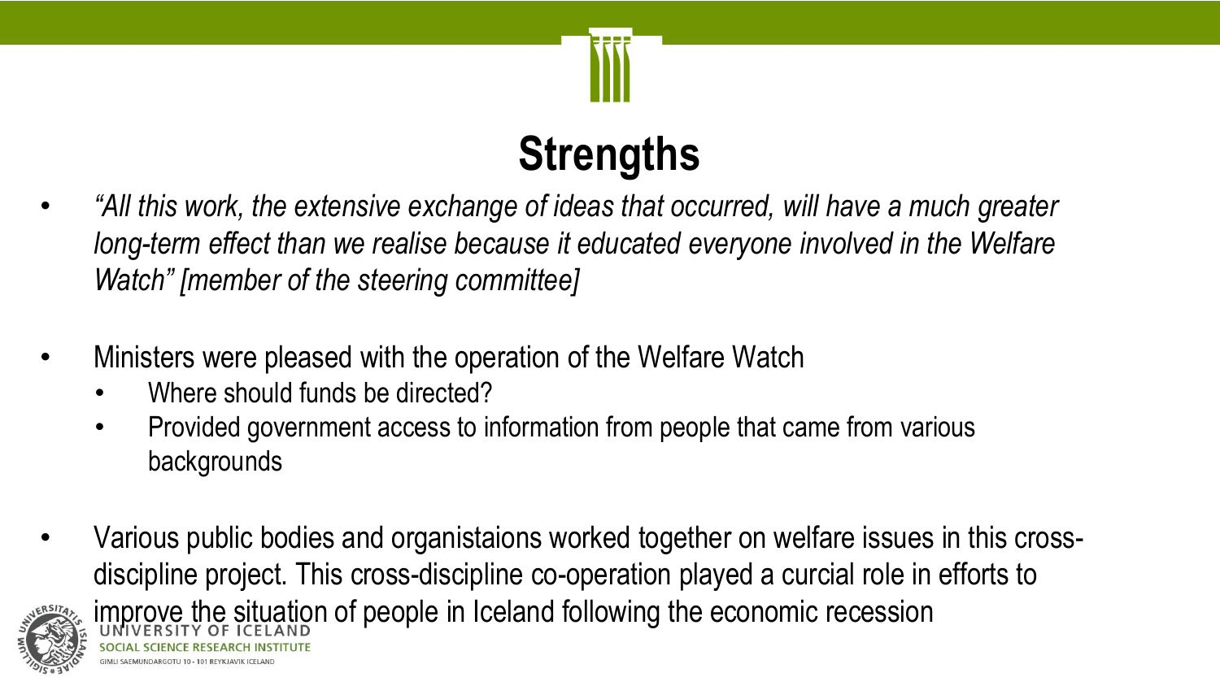# Strengths

- *"All this work, the extensive exchange of ideas that occurred, will have a much greater long-term effect than we realise because it educated everyone involved in the Welfare Watch" [member of the steering committee]*

- Ministers were pleased with the operation of the Welfare Watch
  - Where should funds be directed?
  - Provided government access to information from people that came from various backgrounds

- Various public bodies and organistaions worked together on welfare issues in this cross-discipline project. This cross-discipline co-operation played a curcial role in efforts to improve the situation of people in Iceland following the economic recession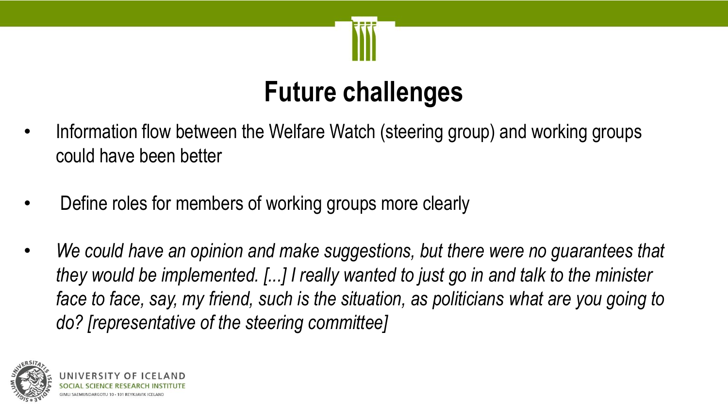# Future challenges

- Information flow between the Welfare Watch (steering group) and working groups could have been better
- Define roles for members of working groups more clearly
- *We could have an opinion and make suggestions, but there were no guarantees that they would be implemented. [...] I really wanted to just go in and talk to the minister face to face, say, my friend, such is the situation, as politicians what are you going to do? [representative of the steering committee]*

UNIVERSITY OF ICELAND
SOCIAL SCIENCE RESEARCH INSTITUTE
GIMLI SAEMUNDARGOTU 10 - 101 REYKJAVIK ICELAND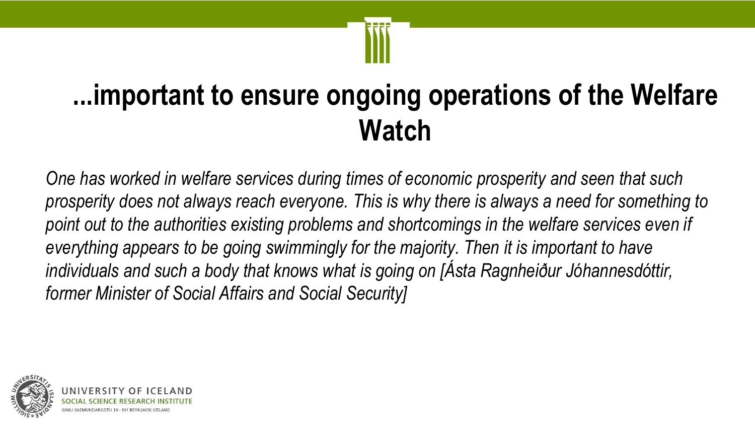# ...important to ensure ongoing operations of the Welfare Watch

*One has worked in welfare services during times of economic prosperity and seen that such prosperity does not always reach everyone. This is why there is always a need for something to point out to the authorities existing problems and shortcomings in the welfare services even if everything appears to be going swimmingly for the majority. Then it is important to have individuals and such a body that knows what is going on [Ásta Ragnheiður Jóhannesdóttir, former Minister of Social Affairs and Social Security]*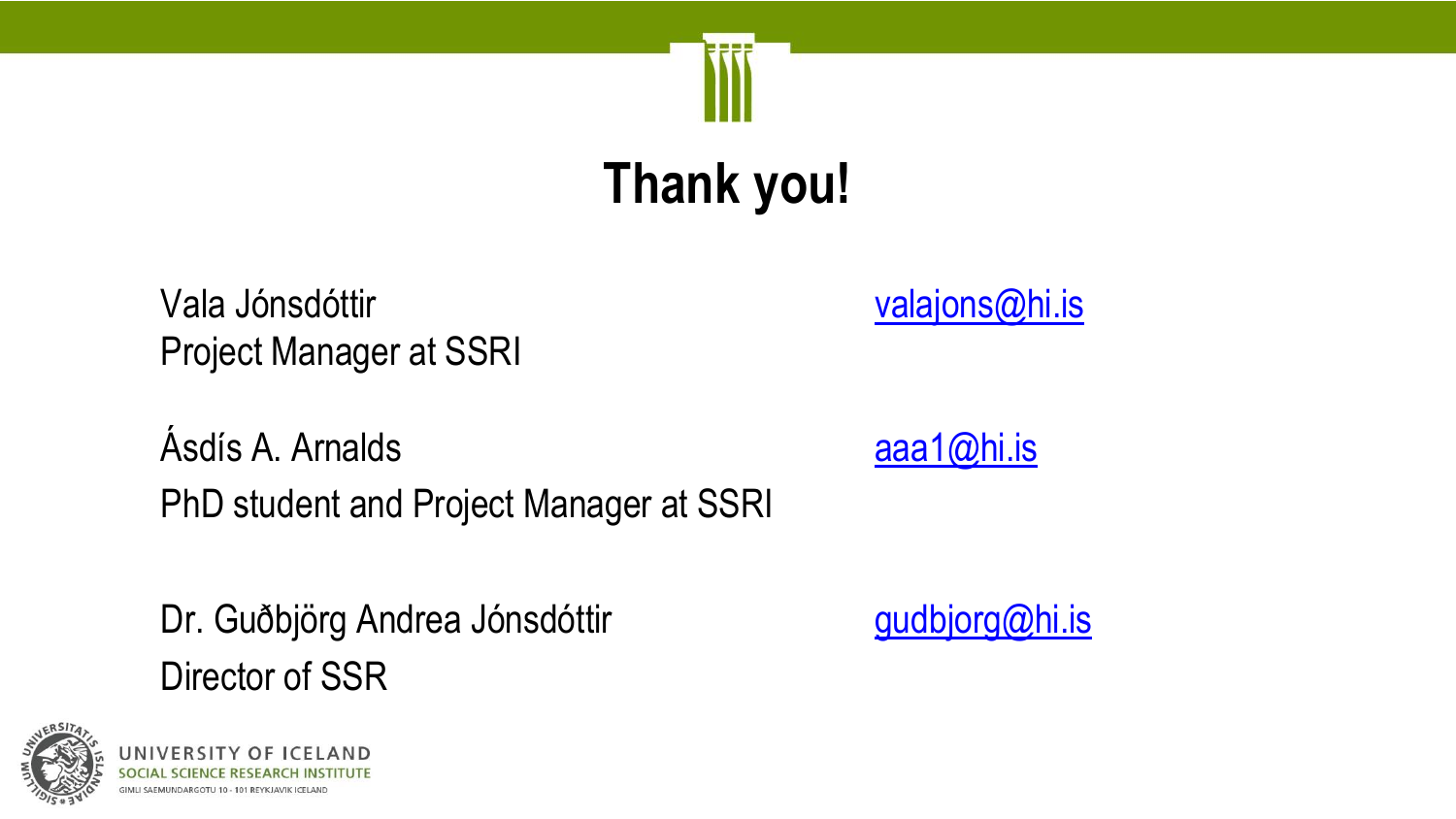# Thank you!

Vala Jónsdóttir  
Project Manager at SSRI

valajons@hi.is

Ásdís A. Arnalds  
PhD student and Project Manager at SSRI

aaa1@hi.is

Dr. Guðbjörg Andrea Jónsdóttir  
Director of SSR

gudbjorg@hi.is

UNIVERSITY OF ICELAND  
SOCIAL SCIENCE RESEARCH INSTITUTE  
GIMLI SAEMUNDARGOTU 10 - 101 REYKJAVIK ICELAND